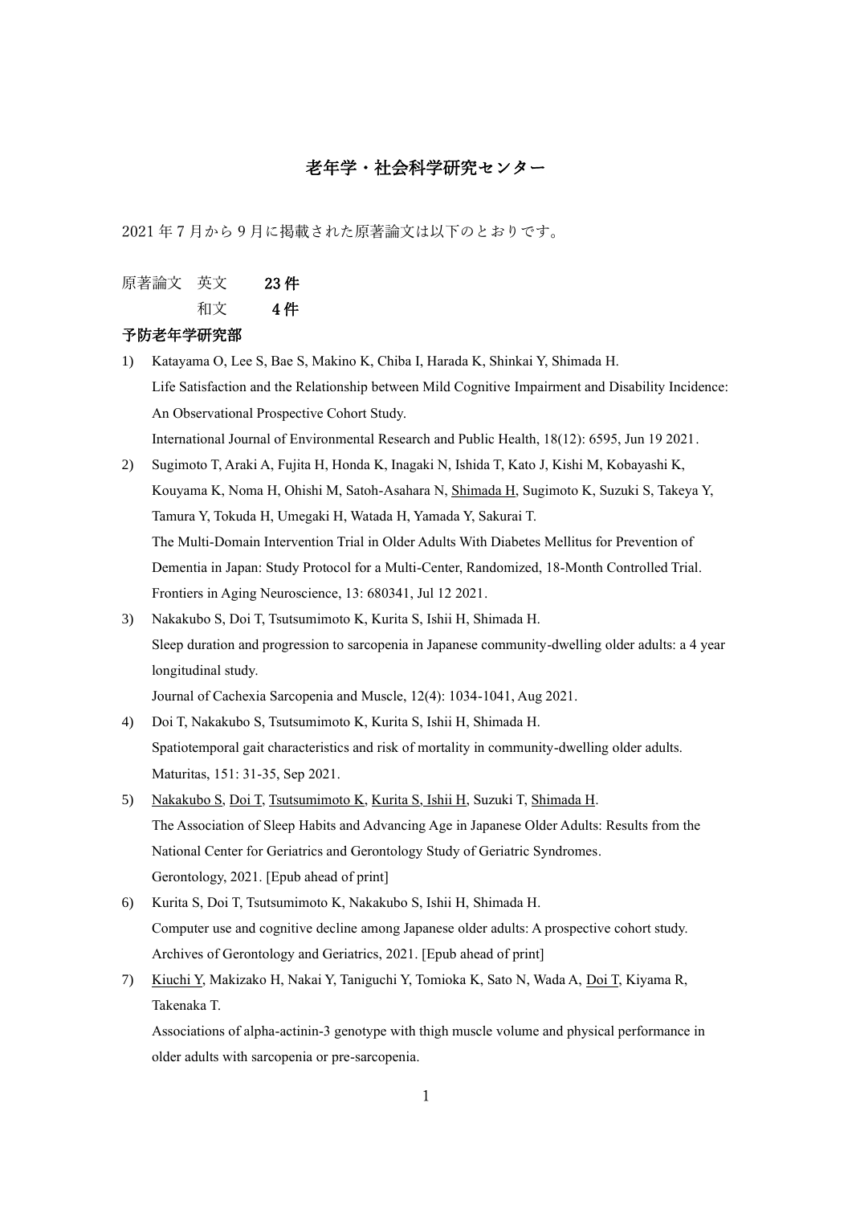# 老年学・社会科学研究センター

2021 年 7 月から 9 月に掲載された原著論文は以下のとおりです。

原著論文　英文　**23 件**

　　　　　和文　**4 件**

## 予防老年学研究部

1) Katayama O, Lee S, Bae S, Makino K, Chiba I, Harada K, Shinkai Y, Shimada H.
   Life Satisfaction and the Relationship between Mild Cognitive Impairment and Disability Incidence: An Observational Prospective Cohort Study.
   International Journal of Environmental Research and Public Health, 18(12): 6595, Jun 19 2021.

2) Sugimoto T, Araki A, Fujita H, Honda K, Inagaki N, Ishida T, Kato J, Kishi M, Kobayashi K, Kouyama K, Noma H, Ohishi M, Satoh-Asahara N, <u>Shimada H</u>, Sugimoto K, Suzuki S, Takeya Y, Tamura Y, Tokuda H, Umegaki H, Watada H, Yamada Y, Sakurai T.
   The Multi-Domain Intervention Trial in Older Adults With Diabetes Mellitus for Prevention of Dementia in Japan: Study Protocol for a Multi-Center, Randomized, 18-Month Controlled Trial.
   Frontiers in Aging Neuroscience, 13: 680341, Jul 12 2021.

3) Nakakubo S, Doi T, Tsutsumimoto K, Kurita S, Ishii H, Shimada H.
   Sleep duration and progression to sarcopenia in Japanese community-dwelling older adults: a 4 year longitudinal study.
   Journal of Cachexia Sarcopenia and Muscle, 12(4): 1034-1041, Aug 2021.

4) Doi T, Nakakubo S, Tsutsumimoto K, Kurita S, Ishii H, Shimada H.
   Spatiotemporal gait characteristics and risk of mortality in community-dwelling older adults.
   Maturitas, 151: 31-35, Sep 2021.

5) <u>Nakakubo S</u>, <u>Doi T</u>, <u>Tsutsumimoto K</u>, <u>Kurita S</u>, <u>Ishii H</u>, Suzuki T, <u>Shimada H</u>.
   The Association of Sleep Habits and Advancing Age in Japanese Older Adults: Results from the National Center for Geriatrics and Gerontology Study of Geriatric Syndromes.
   Gerontology, 2021. [Epub ahead of print]

6) Kurita S, Doi T, Tsutsumimoto K, Nakakubo S, Ishii H, Shimada H.
   Computer use and cognitive decline among Japanese older adults: A prospective cohort study.
   Archives of Gerontology and Geriatrics, 2021. [Epub ahead of print]

7) <u>Kiuchi Y</u>, Makizako H, Nakai Y, Taniguchi Y, Tomioka K, Sato N, Wada A, <u>Doi T</u>, Kiyama R, Takenaka T.
   Associations of alpha-actinin-3 genotype with thigh muscle volume and physical performance in older adults with sarcopenia or pre-sarcopenia.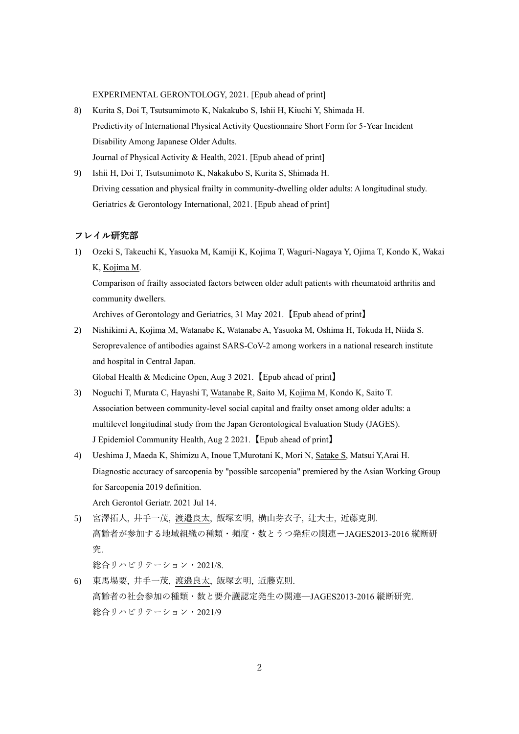EXPERIMENTAL GERONTOLOGY, 2021. [Epub ahead of print]

8) Kurita S, Doi T, Tsutsumimoto K, Nakakubo S, Ishii H, Kiuchi Y, Shimada H.
   Predictivity of International Physical Activity Questionnaire Short Form for 5-Year Incident Disability Among Japanese Older Adults.
   Journal of Physical Activity & Health, 2021. [Epub ahead of print]

9) Ishii H, Doi T, Tsutsumimoto K, Nakakubo S, Kurita S, Shimada H.
   Driving cessation and physical frailty in community-dwelling older adults: A longitudinal study.
   Geriatrics & Gerontology International, 2021. [Epub ahead of print]

## フレイル研究部

1) Ozeki S, Takeuchi K, Yasuoka M, Kamiji K, Kojima T, Waguri-Nagaya Y, Ojima T, Kondo K, Wakai K, <u>Kojima M</u>.
   Comparison of frailty associated factors between older adult patients with rheumatoid arthritis and community dwellers.
   Archives of Gerontology and Geriatrics, 31 May 2021.【Epub ahead of print】

2) Nishikimi A, <u>Kojima M</u>, Watanabe K, Watanabe A, Yasuoka M, Oshima H, Tokuda H, Niida S.
   Seroprevalence of antibodies against SARS-CoV-2 among workers in a national research institute and hospital in Central Japan.
   Global Health & Medicine Open, Aug 3 2021.【Epub ahead of print】

3) Noguchi T, Murata C, Hayashi T, <u>Watanabe R</u>, Saito M, <u>Kojima M</u>, Kondo K, Saito T.
   Association between community-level social capital and frailty onset among older adults: a multilevel longitudinal study from the Japan Gerontological Evaluation Study (JAGES).
   J Epidemiol Community Health, Aug 2 2021.【Epub ahead of print】

4) Ueshima J, Maeda K, Shimizu A, Inoue T,Murotani K, Mori N, <u>Satake S</u>, Matsui Y,Arai H.
   Diagnostic accuracy of sarcopenia by "possible sarcopenia" premiered by the Asian Working Group for Sarcopenia 2019 definition.
   Arch Gerontol Geriatr. 2021 Jul 14.

5) 宮澤拓人, 井手一茂, <u>渡邉良太</u>, 飯塚玄明, 横山芽衣子, 辻大士, 近藤克則.
   高齢者が参加する地域組織の種類・頻度・数とうつ発症の関連ーJAGES2013-2016 縦断研究.
   総合リハビリテーション・2021/8.

6) 東馬場要, 井手一茂, <u>渡邉良太</u>, 飯塚玄明, 近藤克則.
   高齢者の社会参加の種類・数と要介護認定発生の関連―JAGES2013-2016 縦断研究.
   総合リハビリテーション・2021/9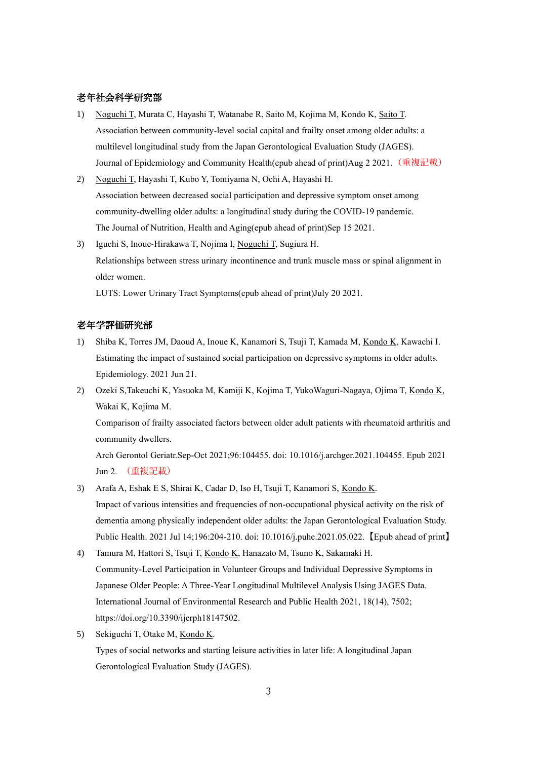### 老年社会科学研究部

1) Noguchi T, Murata C, Hayashi T, Watanabe R, Saito M, Kojima M, Kondo K, Saito T.
   Association between community-level social capital and frailty onset among older adults: a multilevel longitudinal study from the Japan Gerontological Evaluation Study (JAGES).
   Journal of Epidemiology and Community Health(epub ahead of print)Aug 2 2021. （重複記載）
2) Noguchi T, Hayashi T, Kubo Y, Tomiyama N, Ochi A, Hayashi H.
   Association between decreased social participation and depressive symptom onset among community-dwelling older adults: a longitudinal study during the COVID-19 pandemic.
   The Journal of Nutrition, Health and Aging(epub ahead of print)Sep 15 2021.
3) Iguchi S, Inoue-Hirakawa T, Nojima I, Noguchi T, Sugiura H.
   Relationships between stress urinary incontinence and trunk muscle mass or spinal alignment in older women.
   LUTS: Lower Urinary Tract Symptoms(epub ahead of print)July 20 2021.

### 老年学評価研究部

1) Shiba K, Torres JM, Daoud A, Inoue K, Kanamori S, Tsuji T, Kamada M, Kondo K, Kawachi I.
   Estimating the impact of sustained social participation on depressive symptoms in older adults.
   Epidemiology. 2021 Jun 21.
2) Ozeki S,Takeuchi K, Yasuoka M, Kamiji K, Kojima T, YukoWaguri-Nagaya, Ojima T, Kondo K, Wakai K, Kojima M.
   Comparison of frailty associated factors between older adult patients with rheumatoid arthritis and community dwellers.
   Arch Gerontol Geriatr.Sep-Oct 2021;96:104455. doi: 10.1016/j.archger.2021.104455. Epub 2021 Jun 2. （重複記載）
3) Arafa A, Eshak E S, Shirai K, Cadar D, Iso H, Tsuji T, Kanamori S, Kondo K.
   Impact of various intensities and frequencies of non-occupational physical activity on the risk of dementia among physically independent older adults: the Japan Gerontological Evaluation Study.
   Public Health. 2021 Jul 14;196:204-210. doi: 10.1016/j.puhe.2021.05.022.【Epub ahead of print】
4) Tamura M, Hattori S, Tsuji T, Kondo K, Hanazato M, Tsuno K, Sakamaki H.
   Community-Level Participation in Volunteer Groups and Individual Depressive Symptoms in Japanese Older People: A Three-Year Longitudinal Multilevel Analysis Using JAGES Data.
   International Journal of Environmental Research and Public Health 2021, 18(14), 7502; https://doi.org/10.3390/ijerph18147502.
5) Sekiguchi T, Otake M, Kondo K.
   Types of social networks and starting leisure activities in later life: A longitudinal Japan Gerontological Evaluation Study (JAGES).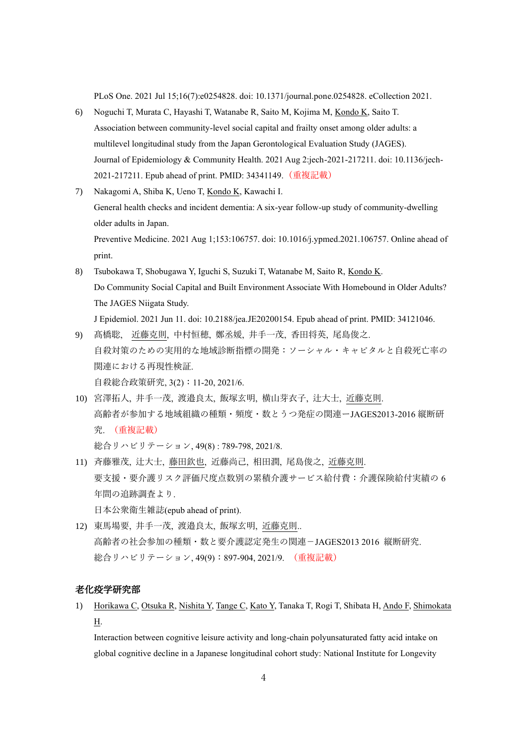PLoS One. 2021 Jul 15;16(7):e0254828. doi: 10.1371/journal.pone.0254828. eCollection 2021.

6) Noguchi T, Murata C, Hayashi T, Watanabe R, Saito M, Kojima M, <u>Kondo K</u>, Saito T.
Association between community-level social capital and frailty onset among older adults: a multilevel longitudinal study from the Japan Gerontological Evaluation Study (JAGES).
Journal of Epidemiology & Community Health. 2021 Aug 2:jech-2021-217211. doi: 10.1136/jech-2021-217211. Epub ahead of print. PMID: 34341149.（重複記載）

7) Nakagomi A, Shiba K, Ueno T, <u>Kondo K</u>, Kawachi I.
General health checks and incident dementia: A six-year follow-up study of community-dwelling older adults in Japan.
Preventive Medicine. 2021 Aug 1;153:106757. doi: 10.1016/j.ypmed.2021.106757. Online ahead of print.

8) Tsubokawa T, Shobugawa Y, Iguchi S, Suzuki T, Watanabe M, Saito R, <u>Kondo K</u>.
Do Community Social Capital and Built Environment Associate With Homebound in Older Adults? The JAGES Niigata Study.
J Epidemiol. 2021 Jun 11. doi: 10.2188/jea.JE20200154. Epub ahead of print. PMID: 34121046.

9) 髙橋聡, <u>近藤克則</u>, 中村恒穂, 鄭丞媛, 井手一茂, 香田将英, 尾島俊之.
自殺対策のための実用的な地域診断指標の開発：ソーシャル・キャピタルと自殺死亡率の関連における再現性検証.
自殺総合政策研究, 3(2)：11-20, 2021/6.

10) 宮澤拓人, 井手一茂, 渡邉良太, 飯塚玄明, 横山芽衣子, 辻大士, <u>近藤克則</u>.
高齢者が参加する地域組織の種類・頻度・数とうつ発症の関連－JAGES2013-2016 縦断研究.（重複記載）
総合リハビリテーション, 49(8) : 789-798, 2021/8.

11) 斉藤雅茂, 辻大士, <u>藤田欽也</u>, 近藤尚己, 相田潤, 尾島俊之, <u>近藤克則</u>.
要支援・要介護リスク評価尺度点数別の累積介護サービス給付費：介護保険給付実績の 6 年間の追跡調査より.
日本公衆衛生雑誌(epub ahead of print).

12) 東馬場要, 井手一茂, 渡邉良太, 飯塚玄明, <u>近藤克則</u>..
高齢者の社会参加の種類・数と要介護認定発生の関連－JAGES2013 2016 縦断研究.
総合リハビリテーション, 49(9)：897-904, 2021/9.（重複記載）

**老化疫学研究部**

1) <u>Horikawa C</u>, <u>Otsuka R</u>, <u>Nishita Y</u>, <u>Tange C</u>, <u>Kato Y</u>, Tanaka T, Rogi T, Shibata H, <u>Ando F</u>, <u>Shimokata H</u>.
Interaction between cognitive leisure activity and long-chain polyunsaturated fatty acid intake on global cognitive decline in a Japanese longitudinal cohort study: National Institute for Longevity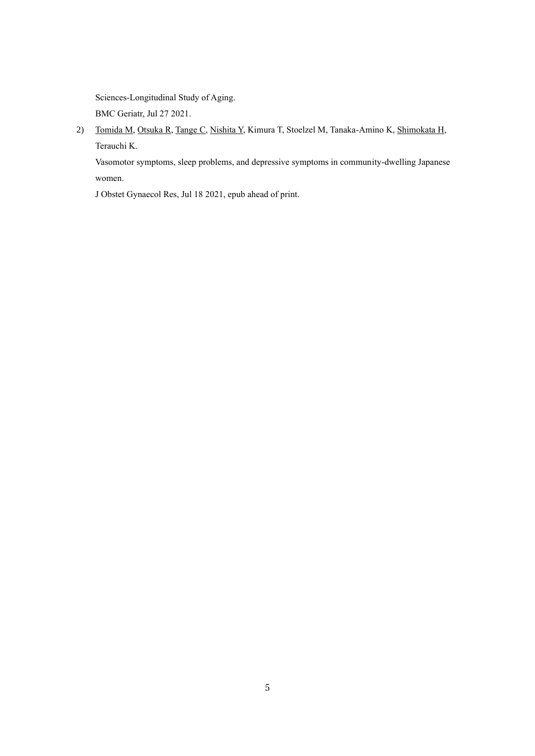Sciences-Longitudinal Study of Aging.

BMC Geriatr, Jul 27 2021.

2) <u>Tomida M</u>, <u>Otsuka R</u>, <u>Tange C</u>, <u>Nishita Y</u>, Kimura T, Stoelzel M, Tanaka-Amino K, <u>Shimokata H</u>, Terauchi K.

   Vasomotor symptoms, sleep problems, and depressive symptoms in community-dwelling Japanese women.

   J Obstet Gynaecol Res, Jul 18 2021, epub ahead of print.